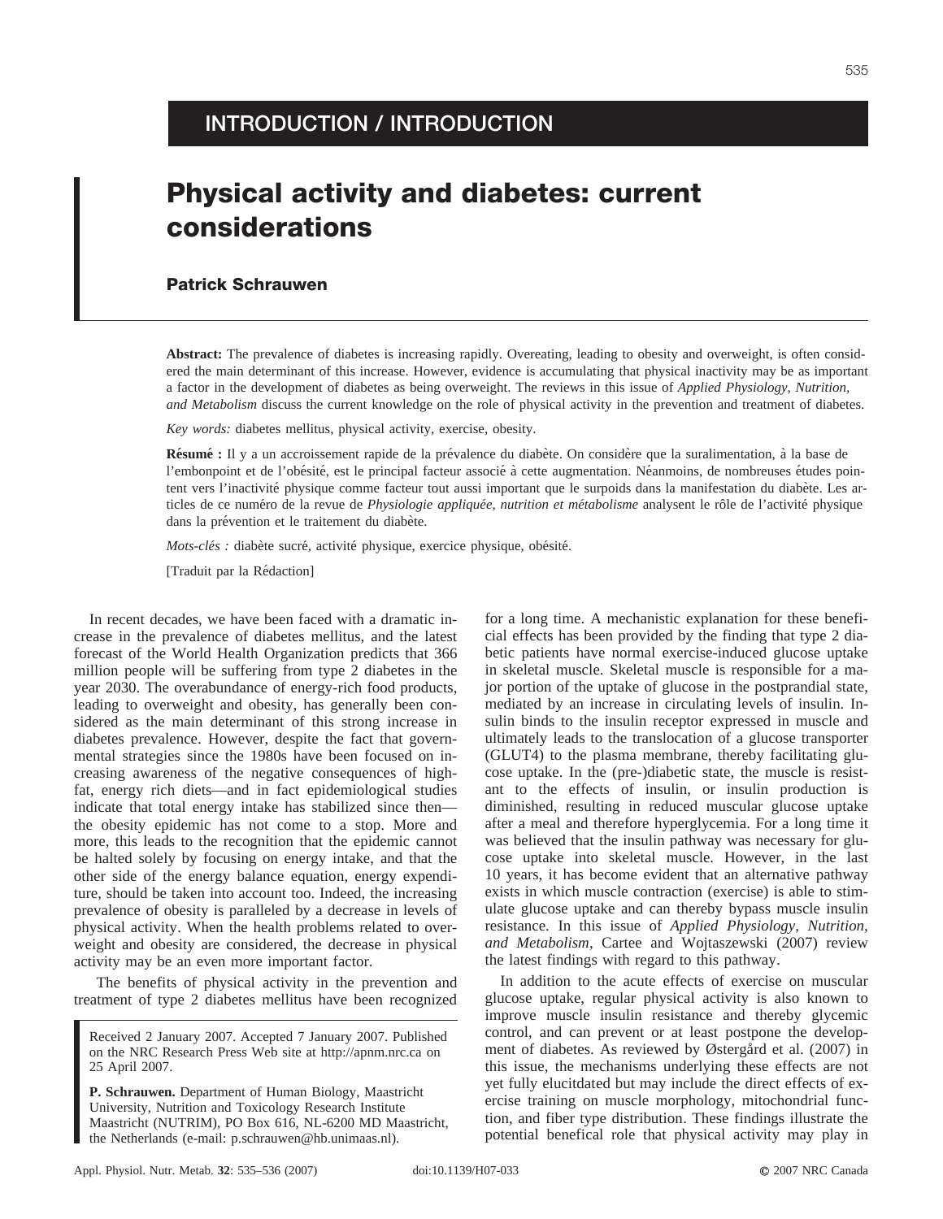# INTRODUCTION / INTRODUCTION

# Physical activity and diabetes: current considerations

**Patrick Schrauwen**

**Abstract:** The prevalence of diabetes is increasing rapidly. Overeating, leading to obesity and overweight, is often considered the main determinant of this increase. However, evidence is accumulating that physical inactivity may be as important a factor in the development of diabetes as being overweight. The reviews in this issue of *Applied Physiology, Nutrition, and Metabolism* discuss the current knowledge on the role of physical activity in the prevention and treatment of diabetes.

*Key words:* diabetes mellitus, physical activity, exercise, obesity.

**Résumé :** Il y a un accroissement rapide de la prévalence du diabète. On considère que la suralimentation, à la base de l'embonpoint et de l'obésité, est le principal facteur associé à cette augmentation. Néanmoins, de nombreuses études pointent vers l'inactivité physique comme facteur tout aussi important que le surpoids dans la manifestation du diabète. Les articles de ce numéro de la revue de *Physiologie appliquée, nutrition et métabolisme* analysent le rôle de l'activité physique dans la prévention et le traitement du diabète.

*Mots-clés :* diabète sucré, activité physique, exercice physique, obésité.

[Traduit par la Rédaction]

In recent decades, we have been faced with a dramatic increase in the prevalence of diabetes mellitus, and the latest forecast of the World Health Organization predicts that 366 million people will be suffering from type 2 diabetes in the year 2030. The overabundance of energy-rich food products, leading to overweight and obesity, has generally been considered as the main determinant of this strong increase in diabetes prevalence. However, despite the fact that governmental strategies since the 1980s have been focused on increasing awareness of the negative consequences of high-fat, energy rich diets—and in fact epidemiological studies indicate that total energy intake has stabilized since then—the obesity epidemic has not come to a stop. More and more, this leads to the recognition that the epidemic cannot be halted solely by focusing on energy intake, and that the other side of the energy balance equation, energy expenditure, should be taken into account too. Indeed, the increasing prevalence of obesity is paralleled by a decrease in levels of physical activity. When the health problems related to overweight and obesity are considered, the decrease in physical activity may be an even more important factor.

The benefits of physical activity in the prevention and treatment of type 2 diabetes mellitus have been recognized for a long time. A mechanistic explanation for these beneficial effects has been provided by the finding that type 2 diabetic patients have normal exercise-induced glucose uptake in skeletal muscle. Skeletal muscle is responsible for a major portion of the uptake of glucose in the postprandial state, mediated by an increase in circulating levels of insulin. Insulin binds to the insulin receptor expressed in muscle and ultimately leads to the translocation of a glucose transporter (GLUT4) to the plasma membrane, thereby facilitating glucose uptake. In the (pre-)diabetic state, the muscle is resistant to the effects of insulin, or insulin production is diminished, resulting in reduced muscular glucose uptake after a meal and therefore hyperglycemia. For a long time it was believed that the insulin pathway was necessary for glucose uptake into skeletal muscle. However, in the last 10 years, it has become evident that an alternative pathway exists in which muscle contraction (exercise) is able to stimulate glucose uptake and can thereby bypass muscle insulin resistance. In this issue of *Applied Physiology, Nutrition, and Metabolism*, Cartee and Wojtaszewski (2007) review the latest findings with regard to this pathway.

In addition to the acute effects of exercise on muscular glucose uptake, regular physical activity is also known to improve muscle insulin resistance and thereby glycemic control, and can prevent or at least postpone the development of diabetes. As reviewed by Østergård et al. (2007) in this issue, the mechanisms underlying these effects are not yet fully elucitdated but may include the direct effects of exercise training on muscle morphology, mitochondrial function, and fiber type distribution. These findings illustrate the potential benefical role that physical activity may play in

Received 2 January 2007. Accepted 7 January 2007. Published on the NRC Research Press Web site at http://apnm.nrc.ca on 25 April 2007.

**P. Schrauwen.** Department of Human Biology, Maastricht University, Nutrition and Toxicology Research Institute Maastricht (NUTRIM), PO Box 616, NL-6200 MD Maastricht, the Netherlands (e-mail: p.schrauwen@hb.unimaas.nl).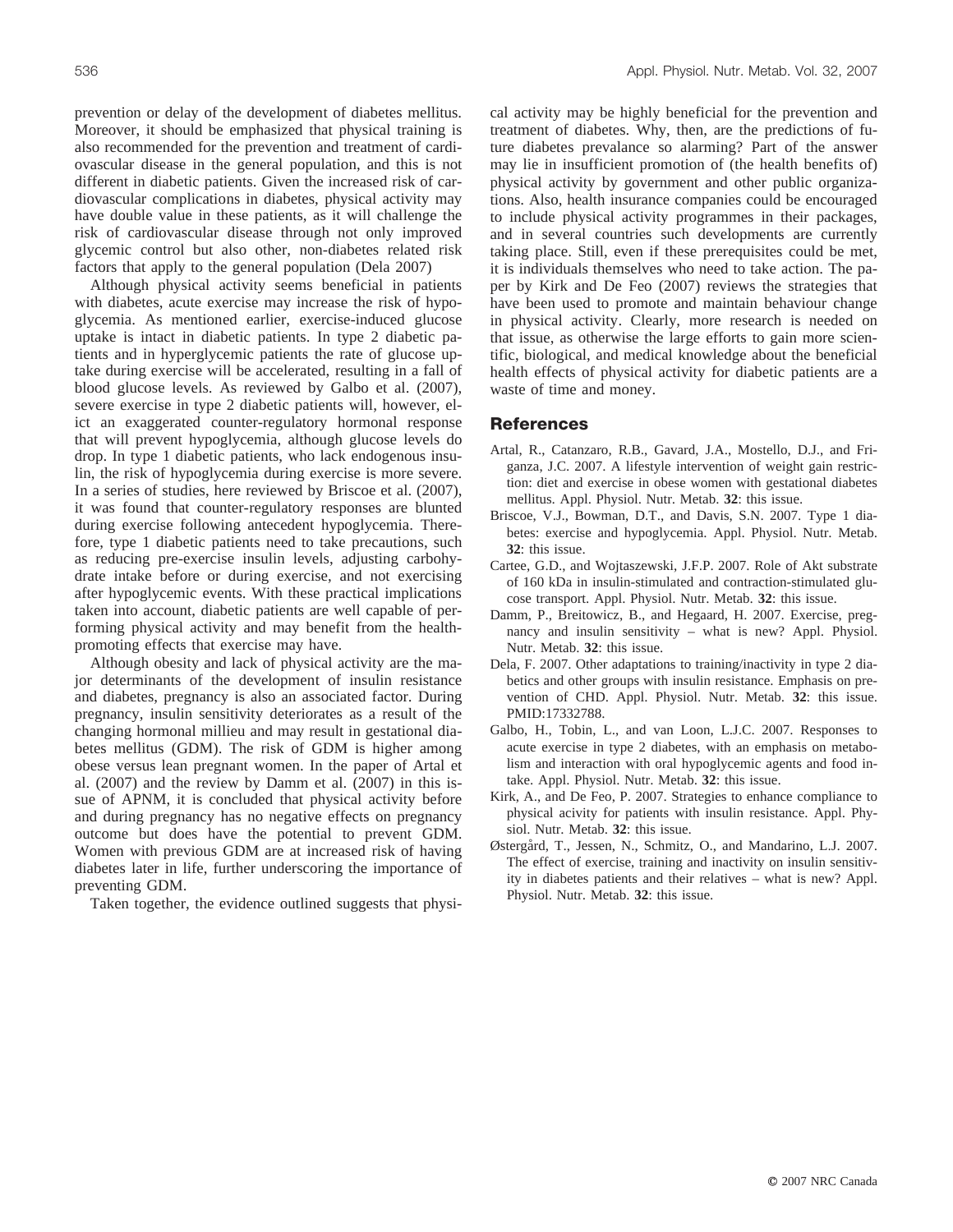prevention or delay of the development of diabetes mellitus. Moreover, it should be emphasized that physical training is also recommended for the prevention and treatment of cardiovascular disease in the general population, and this is not different in diabetic patients. Given the increased risk of cardiovascular complications in diabetes, physical activity may have double value in these patients, as it will challenge the risk of cardiovascular disease through not only improved glycemic control but also other, non-diabetes related risk factors that apply to the general population (Dela 2007)

Although physical activity seems beneficial in patients with diabetes, acute exercise may increase the risk of hypoglycemia. As mentioned earlier, exercise-induced glucose uptake is intact in diabetic patients. In type 2 diabetic patients and in hyperglycemic patients the rate of glucose uptake during exercise will be accelerated, resulting in a fall of blood glucose levels. As reviewed by Galbo et al. (2007), severe exercise in type 2 diabetic patients will, however, elict an exaggerated counter-regulatory hormonal response that will prevent hypoglycemia, although glucose levels do drop. In type 1 diabetic patients, who lack endogenous insulin, the risk of hypoglycemia during exercise is more severe. In a series of studies, here reviewed by Briscoe et al. (2007), it was found that counter-regulatory responses are blunted during exercise following antecedent hypoglycemia. Therefore, type 1 diabetic patients need to take precautions, such as reducing pre-exercise insulin levels, adjusting carbohydrate intake before or during exercise, and not exercising after hypoglycemic events. With these practical implications taken into account, diabetic patients are well capable of performing physical activity and may benefit from the health-promoting effects that exercise may have.

Although obesity and lack of physical activity are the major determinants of the development of insulin resistance and diabetes, pregnancy is also an associated factor. During pregnancy, insulin sensitivity deteriorates as a result of the changing hormonal millieu and may result in gestational diabetes mellitus (GDM). The risk of GDM is higher among obese versus lean pregnant women. In the paper of Artal et al. (2007) and the review by Damm et al. (2007) in this issue of APNM, it is concluded that physical activity before and during pregnancy has no negative effects on pregnancy outcome but does have the potential to prevent GDM. Women with previous GDM are at increased risk of having diabetes later in life, further underscoring the importance of preventing GDM.

Taken together, the evidence outlined suggests that physical activity may be highly beneficial for the prevention and treatment of diabetes. Why, then, are the predictions of future diabetes prevalance so alarming? Part of the answer may lie in insufficient promotion of (the health benefits of) physical activity by government and other public organizations. Also, health insurance companies could be encouraged to include physical activity programmes in their packages, and in several countries such developments are currently taking place. Still, even if these prerequisites could be met, it is individuals themselves who need to take action. The paper by Kirk and De Feo (2007) reviews the strategies that have been used to promote and maintain behaviour change in physical activity. Clearly, more research is needed on that issue, as otherwise the large efforts to gain more scientific, biological, and medical knowledge about the beneficial health effects of physical activity for diabetic patients are a waste of time and money.

## References

Artal, R., Catanzaro, R.B., Gavard, J.A., Mostello, D.J., and Friganza, J.C. 2007. A lifestyle intervention of weight gain restriction: diet and exercise in obese women with gestational diabetes mellitus. Appl. Physiol. Nutr. Metab. **32**: this issue.

Briscoe, V.J., Bowman, D.T., and Davis, S.N. 2007. Type 1 diabetes: exercise and hypoglycemia. Appl. Physiol. Nutr. Metab. **32**: this issue.

Cartee, G.D., and Wojtaszewski, J.F.P. 2007. Role of Akt substrate of 160 kDa in insulin-stimulated and contraction-stimulated glucose transport. Appl. Physiol. Nutr. Metab. **32**: this issue.

Damm, P., Breitowicz, B., and Hegaard, H. 2007. Exercise, pregnancy and insulin sensitivity – what is new? Appl. Physiol. Nutr. Metab. **32**: this issue.

Dela, F. 2007. Other adaptations to training/inactivity in type 2 diabetics and other groups with insulin resistance. Emphasis on prevention of CHD. Appl. Physiol. Nutr. Metab. **32**: this issue. PMID:17332788.

Galbo, H., Tobin, L., and van Loon, L.J.C. 2007. Responses to acute exercise in type 2 diabetes, with an emphasis on metabolism and interaction with oral hypoglycemic agents and food intake. Appl. Physiol. Nutr. Metab. **32**: this issue.

Kirk, A., and De Feo, P. 2007. Strategies to enhance compliance to physical acivity for patients with insulin resistance. Appl. Physiol. Nutr. Metab. **32**: this issue.

Østergård, T., Jessen, N., Schmitz, O., and Mandarino, L.J. 2007. The effect of exercise, training and inactivity on insulin sensitivity in diabetes patients and their relatives – what is new? Appl. Physiol. Nutr. Metab. **32**: this issue.